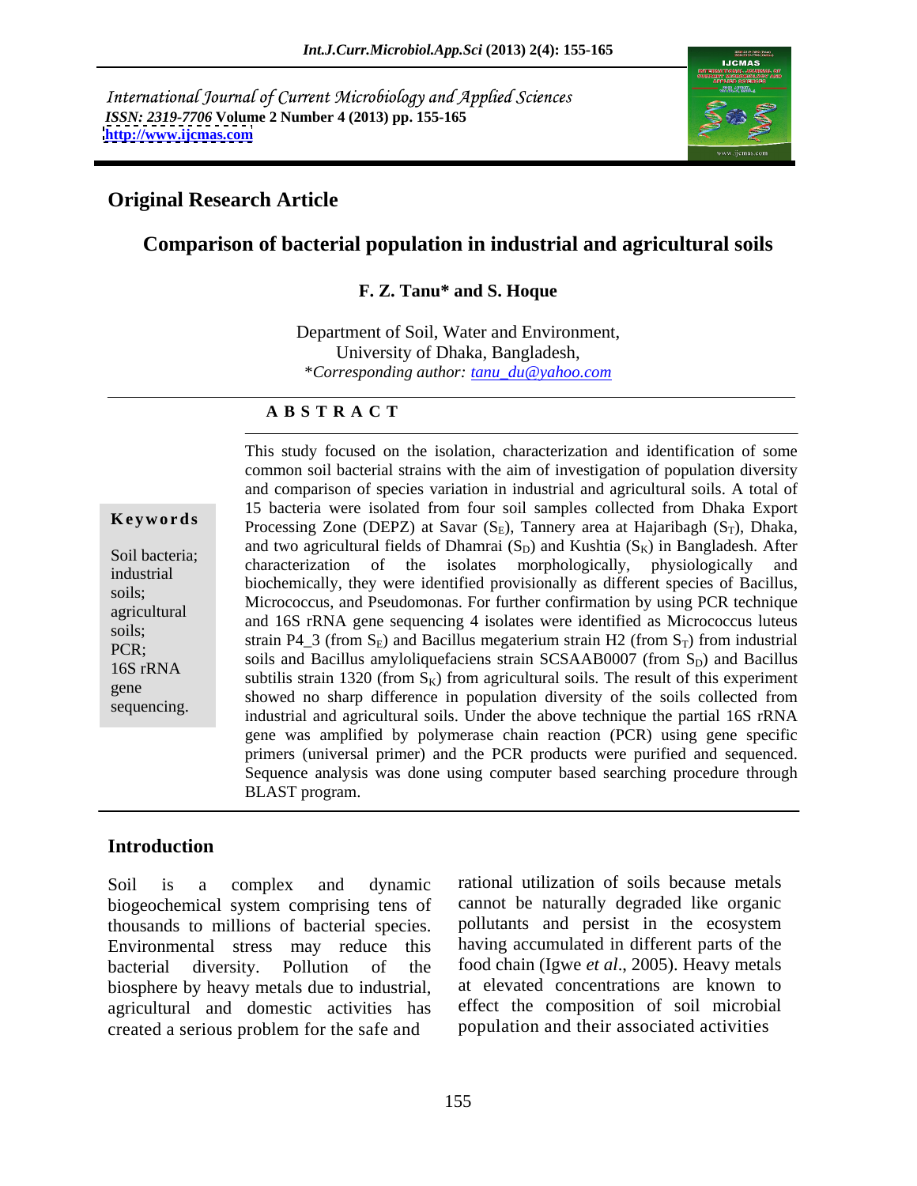International Journal of Current Microbiology and Applied Sciences
*ISSN: 2319-7706* **Volume 2 Number 4 (2013) pp. 155-165**
**http://www.ijcmas.com**

## Original Research Article

# Comparison of bacterial population in industrial and agricultural soils

**F. Z. Tanu\* and S. Hoque**

Department of Soil, Water and Environment,
University of Dhaka, Bangladesh,
*\*Corresponding author: tanu_du@yahoo.com*

### A B S T R A C T

**Keywords**

Soil bacteria; industrial soils; agricultural soils; PCR; 16S rRNA gene sequencing.

This study focused on the isolation, characterization and identification of some common soil bacterial strains with the aim of investigation of population diversity and comparison of species variation in industrial and agricultural soils. A total of 15 bacteria were isolated from four soil samples collected from Dhaka Export Processing Zone (DEPZ) at Savar ($S_E$), Tannery area at Hajaribagh ($S_T$), Dhaka, and two agricultural fields of Dhamrai ($S_D$) and Kushtia ($S_K$) in Bangladesh. After characterization of the isolates morphologically, physiologically and biochemically, they were identified provisionally as different species of Bacillus, Micrococcus, and Pseudomonas. For further confirmation by using PCR technique and 16S rRNA gene sequencing 4 isolates were identified as Micrococcus luteus strain P4_3 (from $S_E$) and Bacillus megaterium strain H2 (from $S_T$) from industrial soils and Bacillus amyloliquefaciens strain SCSAAB0007 (from $S_D$) and Bacillus subtilis strain 1320 (from $S_K$) from agricultural soils. The result of this experiment showed no sharp difference in population diversity of the soils collected from industrial and agricultural soils. Under the above technique the partial 16S rRNA gene was amplified by polymerase chain reaction (PCR) using gene specific primers (universal primer) and the PCR products were purified and sequenced. Sequence analysis was done using computer based searching procedure through BLAST program.

## Introduction

Soil is a complex and dynamic biogeochemical system comprising tens of thousands to millions of bacterial species. Environmental stress may reduce this bacterial diversity. Pollution of the biosphere by heavy metals due to industrial, agricultural and domestic activities has created a serious problem for the safe and rational utilization of soils because metals cannot be naturally degraded like organic pollutants and persist in the ecosystem having accumulated in different parts of the food chain (Igwe *et al*., 2005). Heavy metals at elevated concentrations are known to effect the composition of soil microbial population and their associated activities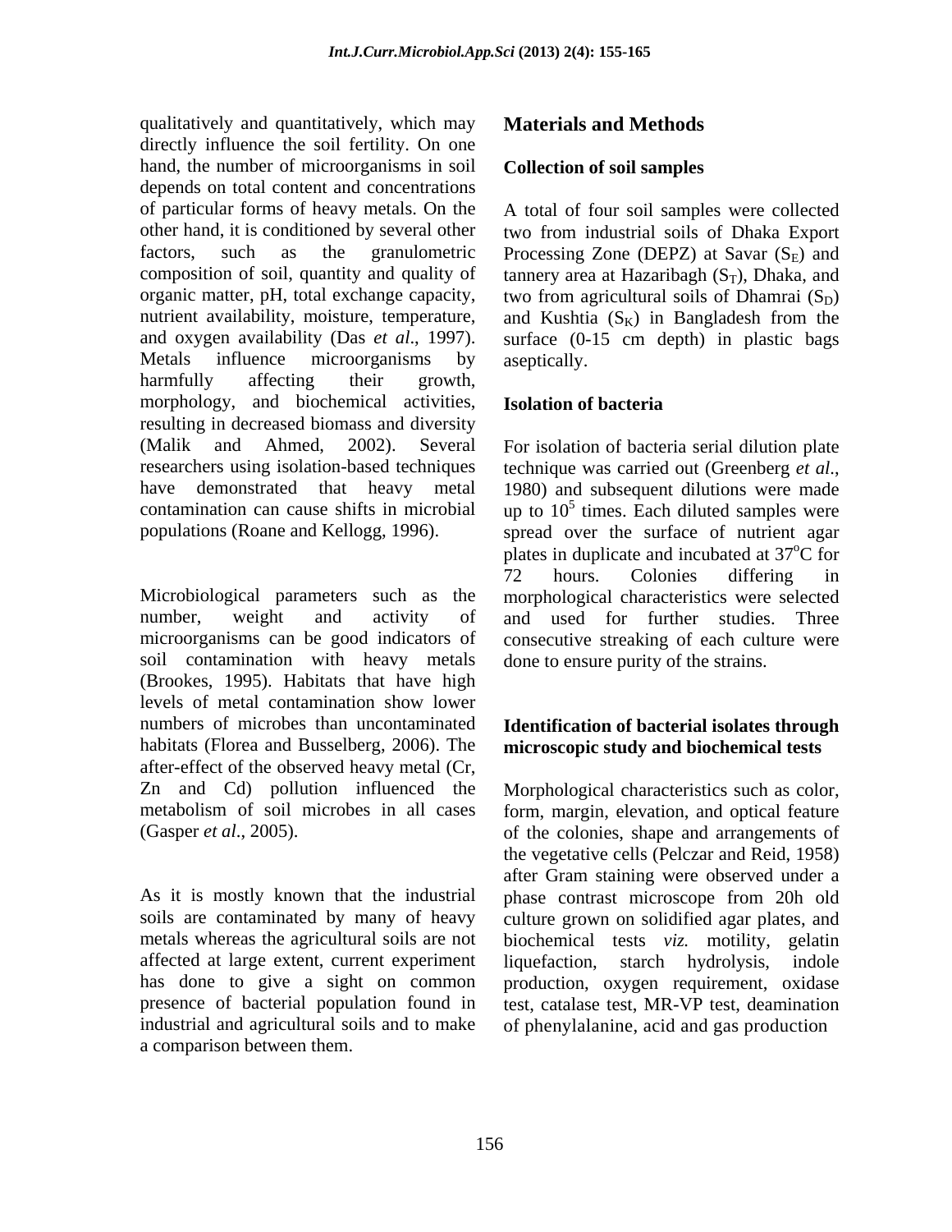qualitatively and quantitatively, which may directly influence the soil fertility. On one hand, the number of microorganisms in soil depends on total content and concentrations of particular forms of heavy metals. On the other hand, it is conditioned by several other factors, such as the granulometric composition of soil, quantity and quality of organic matter, pH, total exchange capacity, nutrient availability, moisture, temperature, and oxygen availability (Das *et al*., 1997). Metals influence microorganisms by harmfully affecting their growth, morphology, and biochemical activities, resulting in decreased biomass and diversity (Malik and Ahmed, 2002). Several researchers using isolation-based techniques have demonstrated that heavy metal contamination can cause shifts in microbial populations (Roane and Kellogg, 1996).

Microbiological parameters such as the number, weight and activity of microorganisms can be good indicators of soil contamination with heavy metals (Brookes, 1995). Habitats that have high levels of metal contamination show lower numbers of microbes than uncontaminated habitats (Florea and Busselberg, 2006). The after-effect of the observed heavy metal (Cr, Zn and Cd) pollution influenced the metabolism of soil microbes in all cases (Gasper *et al*., 2005).

As it is mostly known that the industrial soils are contaminated by many of heavy metals whereas the agricultural soils are not affected at large extent, current experiment has done to give a sight on common presence of bacterial population found in industrial and agricultural soils and to make a comparison between them.

## Materials and Methods

### Collection of soil samples

A total of four soil samples were collected two from industrial soils of Dhaka Export Processing Zone (DEPZ) at Savar ($S_E$) and tannery area at Hazaribagh ($S_T$), Dhaka, and two from agricultural soils of Dhamrai ($S_D$) and Kushtia ($S_K$) in Bangladesh from the surface (0-15 cm depth) in plastic bags aseptically.

### Isolation of bacteria

For isolation of bacteria serial dilution plate technique was carried out (Greenberg *et al*., 1980) and subsequent dilutions were made up to $10^5$ times. Each diluted samples were spread over the surface of nutrient agar plates in duplicate and incubated at $37^oC$ for 72 hours. Colonies differing in morphological characteristics were selected and used for further studies. Three consecutive streaking of each culture were done to ensure purity of the strains.

### Identification of bacterial isolates through microscopic study and biochemical tests

Morphological characteristics such as color, form, margin, elevation, and optical feature of the colonies, shape and arrangements of the vegetative cells (Pelczar and Reid, 1958) after Gram staining were observed under a phase contrast microscope from 20h old culture grown on solidified agar plates, and biochemical tests *viz.* motility, gelatin liquefaction, starch hydrolysis, indole production, oxygen requirement, oxidase test, catalase test, MR-VP test, deamination of phenylalanine, acid and gas production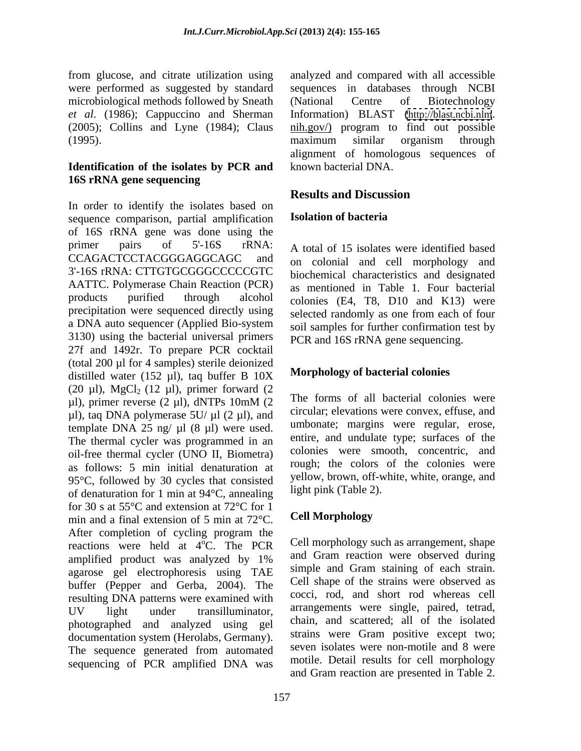from glucose, and citrate utilization using were performed as suggested by standard microbiological methods followed by Sneath *et al*. (1986); Cappuccino and Sherman (2005); Collins and Lyne (1984); Claus (1995).

### Identification of the isolates by PCR and 16S rRNA gene sequencing

In order to identify the isolates based on sequence comparison, partial amplification of 16S rRNA gene was done using the primer pairs of 5'-16S rRNA: CCAGACTCCTACGGGAGGCAGC and 3'-16S rRNA: CTTGTGCGGGCCCCCGTC AATTC. Polymerase Chain Reaction (PCR) products purified through alcohol precipitation were sequenced directly using a DNA auto sequencer (Applied Bio-system 3130) using the bacterial universal primers 27f and 1492r. To prepare PCR cocktail (total 200 µl for 4 samples) sterile deionized distilled water (152 µl), taq buffer B 10X (20 µl), $MgCl_2$ (12 µl), primer forward (2 µl), primer reverse (2 µl), dNTPs 10mM (2 µl), taq DNA polymerase 5U/ µl (2 µl), and template DNA 25 ng/ µl (8 µl) were used. The thermal cycler was programmed in an oil-free thermal cycler (UNO II, Biometra) as follows: 5 min initial denaturation at 95°C, followed by 30 cycles that consisted of denaturation for 1 min at 94°C, annealing for 30 s at 55°C and extension at 72°C for 1 min and a final extension of 5 min at 72°C. After completion of cycling program the reactions were held at $4^{o}$C. The PCR amplified product was analyzed by 1% agarose gel electrophoresis using TAE buffer (Pepper and Gerba, 2004). The resulting DNA patterns were examined with UV light under transilluminator, photographed and analyzed using gel documentation system (Herolabs, Germany). The sequence generated from automated sequencing of PCR amplified DNA was analyzed and compared with all accessible sequences in databases through NCBI (National Centre of Biotechnology Information) BLAST (http://blast.ncbi.nlm.nih.gov/) program to find out possible maximum similar organism through alignment of homologous sequences of known bacterial DNA.

## Results and Discussion

### Isolation of bacteria

A total of 15 isolates were identified based on colonial and cell morphology and biochemical characteristics and designated as mentioned in Table 1. Four bacterial colonies (E4, T8, D10 and K13) were selected randomly as one from each of four soil samples for further confirmation test by PCR and 16S rRNA gene sequencing.

### Morphology of bacterial colonies

The forms of all bacterial colonies were circular; elevations were convex, effuse, and umbonate; margins were regular, erose, entire, and undulate type; surfaces of the colonies were smooth, concentric, and rough; the colors of the colonies were yellow, brown, off-white, white, orange, and light pink (Table 2).

### Cell Morphology

Cell morphology such as arrangement, shape and Gram reaction were observed during simple and Gram staining of each strain. Cell shape of the strains were observed as cocci, rod, and short rod whereas cell arrangements were single, paired, tetrad, chain, and scattered; all of the isolated strains were Gram positive except two; seven isolates were non-motile and 8 were motile. Detail results for cell morphology and Gram reaction are presented in Table 2.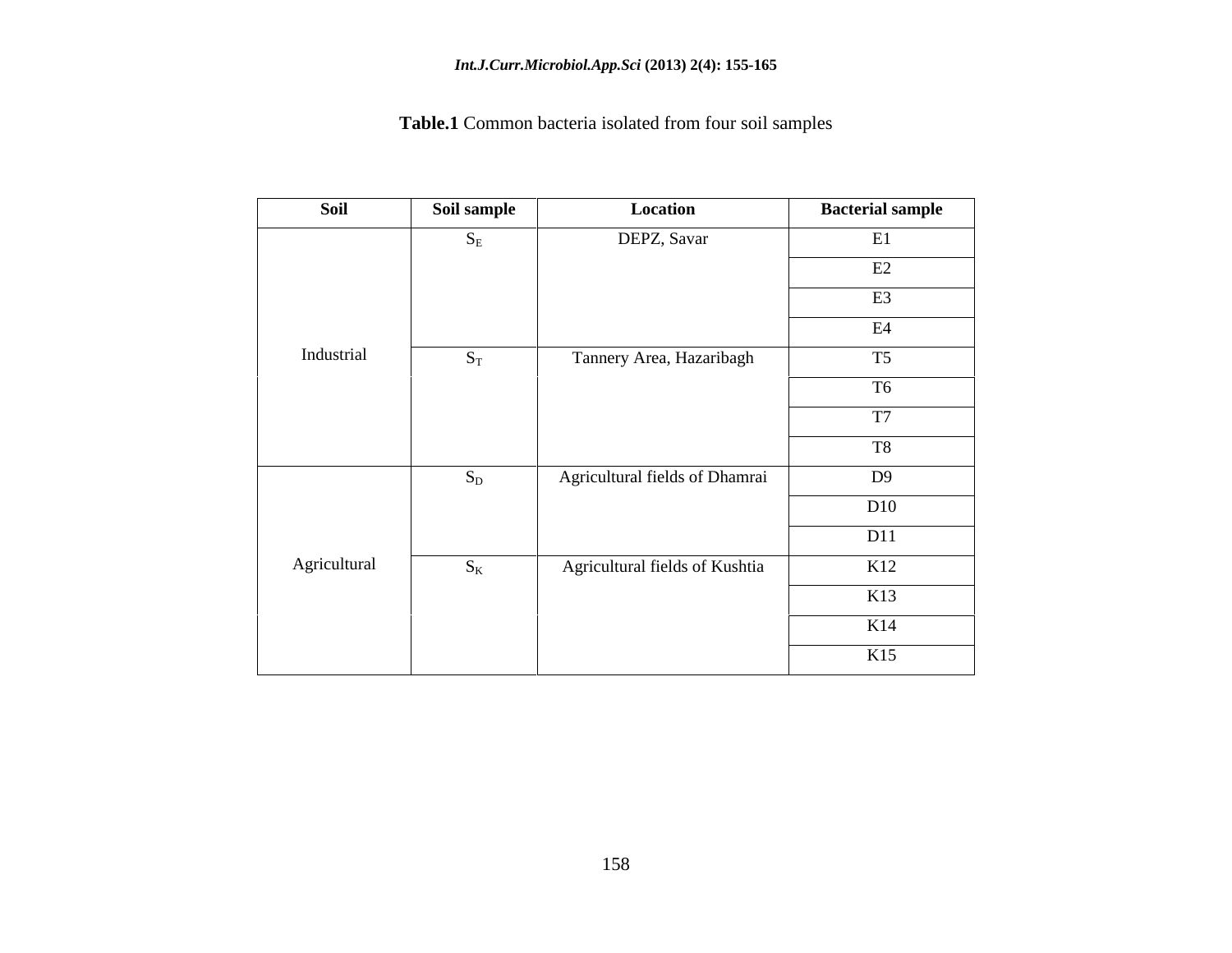**Table.1** Common bacteria isolated from four soil samples

| Soil | Soil sample | Location | Bacterial sample |
|---|---|---|---|
| Industrial | $S_E$ | DEPZ, Savar | E1 |
| | | | E2 |
| | | | E3 |
| | | | E4 |
| | $S_T$ | Tannery Area, Hazaribagh | T5 |
| | | | T6 |
| | | | T7 |
| | | | T8 |
| Agricultural | $S_D$ | Agricultural fields of Dhamrai | D9 |
| | | | D10 |
| | | | D11 |
| | $S_K$ | Agricultural fields of Kushtia | K12 |
| | | | K13 |
| | | | K14 |
| | | | K15 |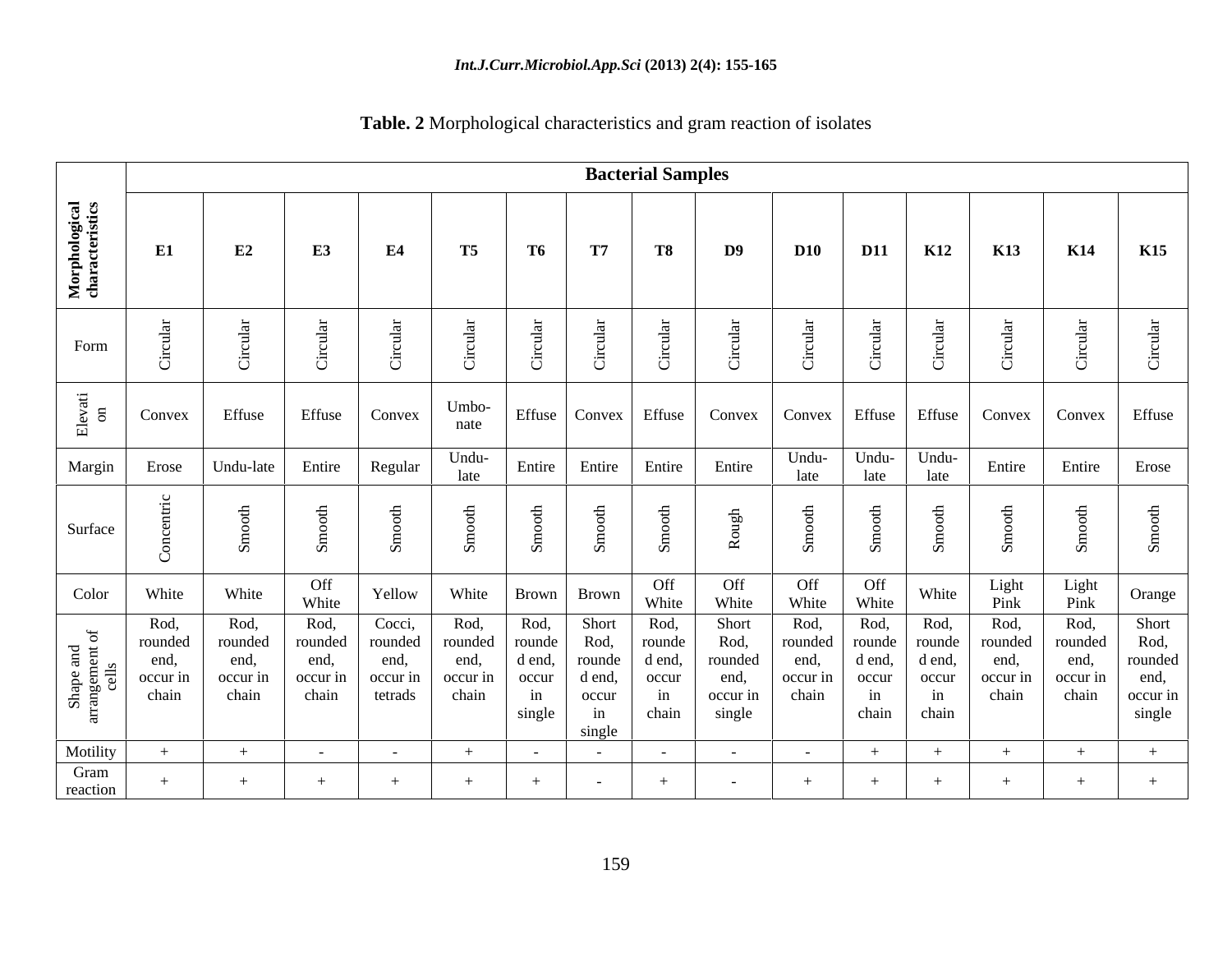**Table. 2** Morphological characteristics and gram reaction of isolates

| Morphological characteristics | Bacterial Samples | | | | | | | | | | | | | | |
|---|---|---|---|---|---|---|---|---|---|---|---|---|---|---|---|
| | E1 | E2 | E3 | E4 | T5 | T6 | T7 | T8 | D9 | D10 | D11 | K12 | K13 | K14 | K15 |
| Form | Circular | Circular | Circular | Circular | Circular | Circular | Circular | Circular | Circular | Circular | Circular | Circular | Circular | Circular | Circular |
| Elevation | Convex | Effuse | Effuse | Convex | Umbo-nate | Effuse | Convex | Effuse | Convex | Convex | Effuse | Effuse | Convex | Convex | Effuse |
| Margin | Erose | Undu-late | Entire | Regular | Undu-late | Entire | Entire | Entire | Entire | Undu-late | Undu-late | Undu-late | Entire | Entire | Erose |
| Surface | Concentric | Smooth | Smooth | Smooth | Smooth | Smooth | Smooth | Smooth | Rough | Smooth | Smooth | Smooth | Smooth | Smooth | Smooth |
| Color | White | White | Off White | Yellow | White | Brown | Brown | Off White | Off White | Off White | Off White | White | Light Pink | Light Pink | Orange |
| Shape and arrangement of cells | Rod, rounded end, occur in chain | Rod, rounded end, occur in chain | Rod, rounded end, occur in chain | Cocci, rounded end, occur in tetrads | Rod, rounded end, occur in chain | Rod, rounded end, occur in single | Short Rod, rounded end, occur in single | Rod, rounded end, occur in chain | Short Rod, rounded end, occur in single | Rod, rounded end, occur in chain | Rod, rounded end, occur in chain | Rod, rounded end, occur in chain | Rod, rounded end, occur in chain | Rod, rounded end, occur in chain | Short Rod, rounded end, occur in single |
| Motility | + | + | - | - | + | - | - | - | - | - | + | + | + | + | + |
| Gram reaction | + | + | + | + | + | + | - | + | - | + | + | + | + | + | + |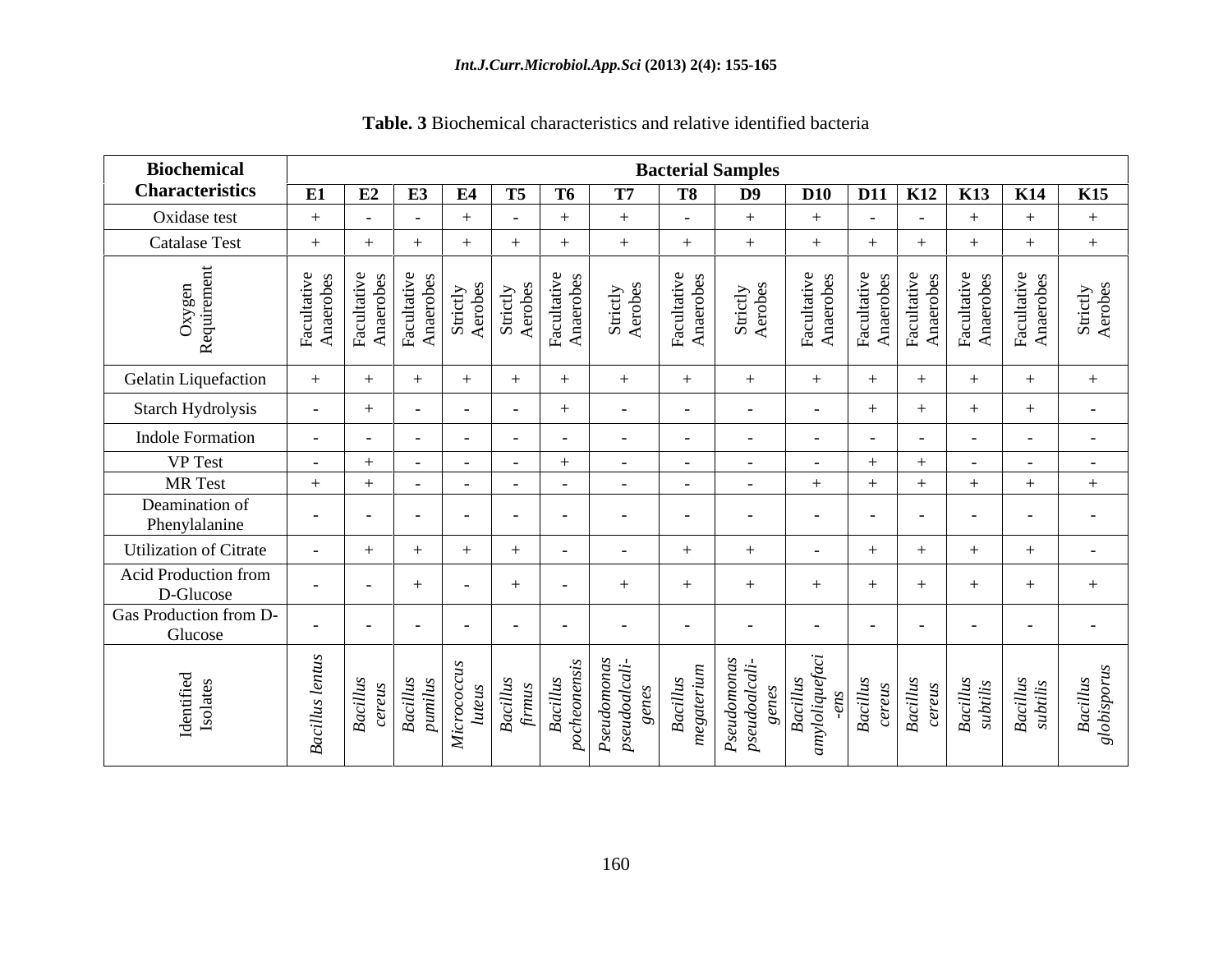**Table. 3** Biochemical characteristics and relative identified bacteria

| Biochemical Characteristics | Bacterial Samples | | | | | | | | | | | | | | |
|---|---|---|---|---|---|---|---|---|---|---|---|---|---|---|---|
| | **E1** | **E2** | **E3** | **E4** | **T5** | **T6** | **T7** | **T8** | **D9** | **D10** | **D11** | **K12** | **K13** | **K14** | **K15** |
| Oxidase test | + | - | - | + | - | + | + | - | + | + | - | - | + | + | + |
| Catalase Test | + | + | + | + | + | + | + | + | + | + | + | + | + | + | + |
| Oxygen Requirement | Facultative Anaerobes | Facultative Anaerobes | Facultative Anaerobes | Strictly Aerobes | Strictly Aerobes | Facultative Anaerobes | Strictly Aerobes | Facultative Anaerobes | Strictly Aerobes | Facultative Anaerobes | Facultative Anaerobes | Facultative Anaerobes | Facultative Anaerobes | Facultative Anaerobes | Strictly Aerobes |
| Gelatin Liquefaction | + | + | + | + | + | + | + | + | + | + | + | + | + | + | + |
| Starch Hydrolysis | - | + | - | - | - | + | - | - | - | - | + | + | + | + | - |
| Indole Formation | - | - | - | - | - | - | - | - | - | - | - | - | - | - | - |
| VP Test | - | + | - | - | - | + | - | - | - | - | + | + | - | - | - |
| MR Test | + | + | - | - | - | - | - | - | - | + | + | + | + | + | + |
| Deamination of Phenylalanine | - | - | - | - | - | - | - | - | - | - | - | - | - | - | - |
| Utilization of Citrate | - | + | + | + | + | - | - | + | + | - | + | + | + | + | - |
| Acid Production from D-Glucose | - | - | + | - | + | - | + | + | + | + | + | + | + | + | + |
| Gas Production from D-Glucose | - | - | - | - | - | - | - | - | - | - | - | - | - | - | - |
| Identified Isolates | *Bacillus lentus* | *Bacillus cereus* | *Bacillus pumilus* | *Micrococcus luteus* | *Bacillus firmus* | *Bacillus pocheonensis* | *Pseudomonas pseudoalcali-genes* | *Bacillus megaterium* | *Pseudomonas pseudoalcali-genes* | *Bacillus amyloliquefaci-ens* | *Bacillus cereus* | *Bacillus cereus* | *Bacillus subtilis* | *Bacillus subtilis* | *Bacillus globisporus* |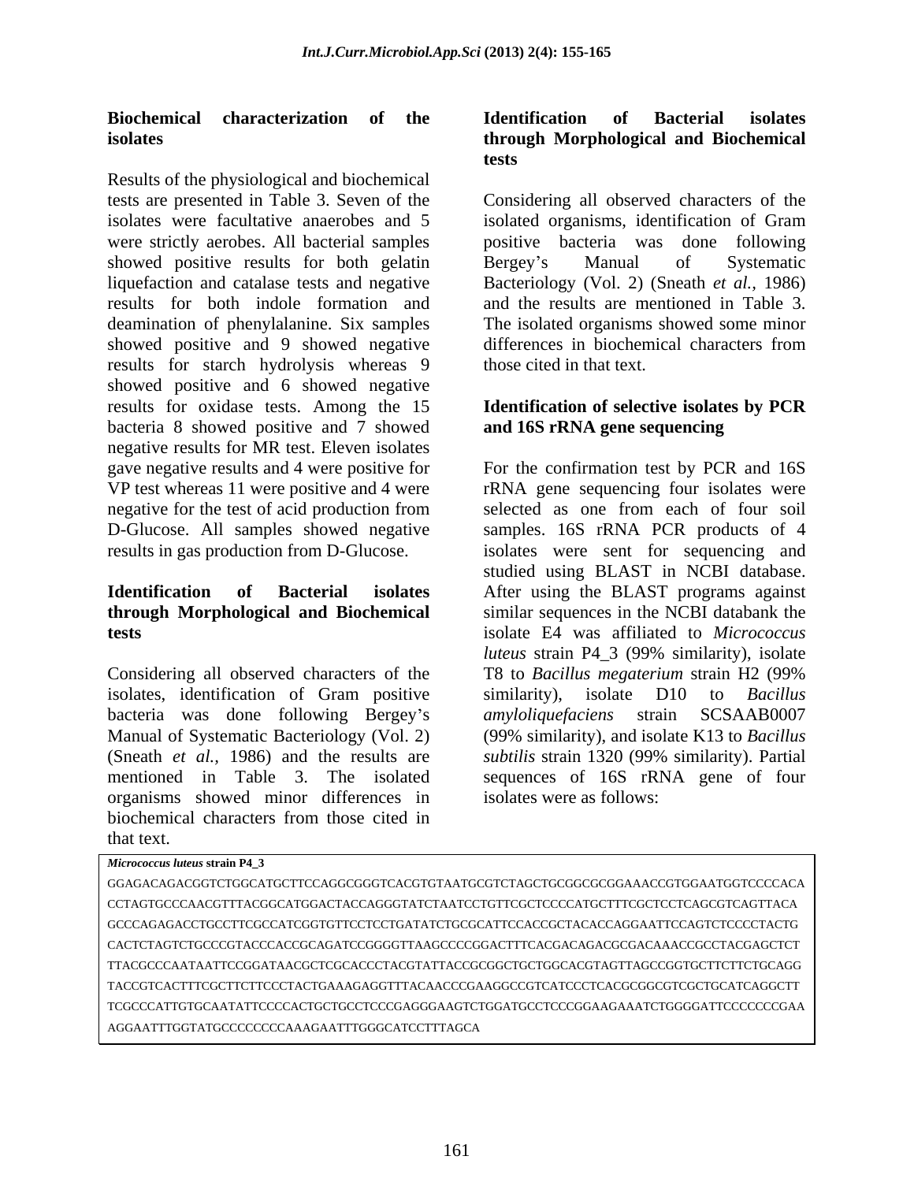### Biochemical characterization of the isolates

Results of the physiological and biochemical tests are presented in Table 3. Seven of the isolates were facultative anaerobes and 5 were strictly aerobes. All bacterial samples showed positive results for both gelatin liquefaction and catalase tests and negative results for both indole formation and deamination of phenylalanine. Six samples showed positive and 9 showed negative results for starch hydrolysis whereas 9 showed positive and 6 showed negative results for oxidase tests. Among the 15 bacteria 8 showed positive and 7 showed negative results for MR test. Eleven isolates gave negative results and 4 were positive for VP test whereas 11 were positive and 4 were negative for the test of acid production from D-Glucose. All samples showed negative results in gas production from D-Glucose.

### Identification of Bacterial isolates through Morphological and Biochemical tests

Considering all observed characters of the isolates, identification of Gram positive bacteria was done following Bergey's Manual of Systematic Bacteriology (Vol. 2) (Sneath *et al.*, 1986) and the results are mentioned in Table 3. The isolated organisms showed minor differences in biochemical characters from those cited in that text.

### Identification of Bacterial isolates through Morphological and Biochemical tests

Considering all observed characters of the isolated organisms, identification of Gram positive bacteria was done following Bergey's Manual of Systematic Bacteriology (Vol. 2) (Sneath *et al.*, 1986) and the results are mentioned in Table 3. The isolated organisms showed some minor differences in biochemical characters from those cited in that text.

### Identification of selective isolates by PCR and 16S rRNA gene sequencing

For the confirmation test by PCR and 16S rRNA gene sequencing four isolates were selected as one from each of four soil samples. 16S rRNA PCR products of 4 isolates were sent for sequencing and studied using BLAST in NCBI database. After using the BLAST programs against similar sequences in the NCBI databank the isolate E4 was affiliated to *Micrococcus luteus* strain P4_3 (99% similarity), isolate T8 to *Bacillus megaterium* strain H2 (99% similarity), isolate D10 to *Bacillus amyloliquefaciens* strain SCSAAB0007 (99% similarity), and isolate K13 to *Bacillus subtilis* strain 1320 (99% similarity). Partial sequences of 16S rRNA gene of four isolates were as follows:

***Micrococcus luteus* strain P4_3**

GGAGACAGACGGTCTGGCATGCTTCCAGGCGGGTCACGTGTAATGCGTCTAGCTGCGGCGCGGAAACCGTGGAATGGTCCCCACA
CCTAGTGCCCAACGTTTACGGCATGGACTACCAGGGTATCTAATCCTGTTCGCTCCCCATGCTTTCGCTCCTCAGCGTCAGTTACA
GCCCAGAGACCTGCCTTCGCCATCGGTGTTCCTCCTGATATCTGCGCATTCCACCGCTACACCAGGAATTCCAGTCTCCCCTACTG
CACTCTAGTCTGCCCGTACCCACCGCAGATCCGGGGTTAAGCCCCGGACTTTCACGACAGACGCGACAAACCGCCTACGAGCTCT
TTACGCCCAATAATTCCGGATAACGCTCGCACCCTACGTATTACCGCGGCTGCTGGCACGTAGTTAGCCGGTGCTTCTTCTGCAGG
TACCGTCACTTTCGCTTCTTCCCTACTGAAAGAGGTTTACAACCCGAAGGCCGTCATCCCTCACGCGGCGTCGCTGCATCAGGCTT
TCGCCCATTGTGCAATATTCCCCACTGCTGCCTCCCGAGGGAAGTCTGGATGCCTCCCGGAAGAAATCTGGGGATTCCCCCCCGAA
AGGAATTTGGTATGCCCCCCCCCAAAGAATTTGGGCATCCTTTAGCA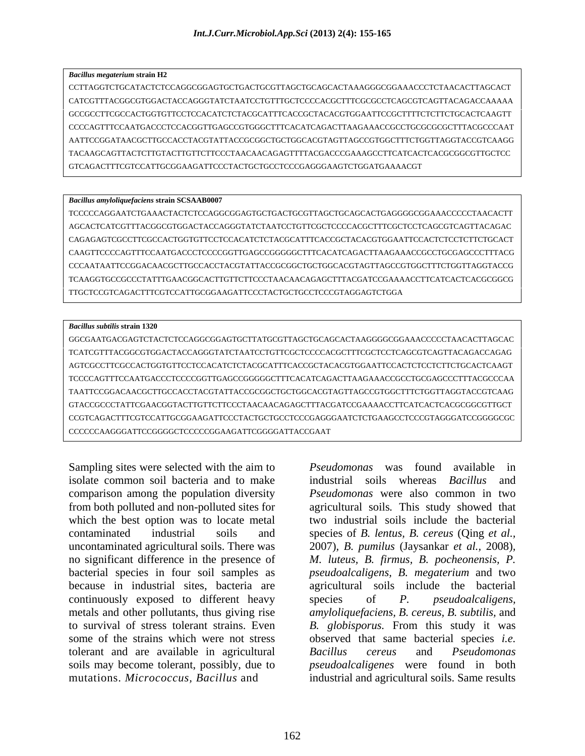**_Bacillus megaterium_ strain H2**

CCTTAGGTCTGCATACTCTCCAGGCGGAGTGCTGACTGCGTTAGCTGCAGCACTAAAGGGCGGAAACCCTCTAACACTTAGCACT
CATCGTTTACGGCGTGGACTACCAGGGTATCTAATCCTGTTTGCTCCCCACGCTTTCGCGCCTCAGCGTCAGTTACAGACCAAAAA
GCCGCCTTCGCCACTGGTGTTCCTCCACATCTCTACGCATTTCACCGCTACACGTGGAATTCCGCTTTTCTCTTCTGCACTCAAGTT
CCCCAGTTTCCAATGACCCTCCACGGTTGAGCCGTGGGCTTTCACATCAGACTTAAGAAACCGCCTGCGCGCGCTTTACGCCCAAT
AATTCCGGATAACGCTTGCCACCTACGTATTACCGCGGCTGCTGGCACGTAGTTAGCCGTGGCTTTCTGGTTAGGTACCGTCAAGG
TACAAGCAGTTACTCTTGTACTTGTTCTTCCCTAACAACAGAGTTTTACGACCCGAAAGCCTTCATCACTCACGCGGCGTTGCTCC
GTCAGACTTTCGTCCATTGCGGAAGATTCCCTACTGCTGCCTCCCGAGGGAAGTCTGGATGAAAACGT

**_Bacillus amyloliquefaciens_ strain SCSAAB0007**

TCCCCCAGGAATCTGAAACTACTCTCCAGGCGGAGTGCTGACTGCGTTAGCTGCAGCACTGAGGGGCGGAAACCCCCTAACACTT
AGCACTCATCGTTTACGGCGTGGACTACCAGGGTATCTAATCCTGTTCGCTCCCCACGCTTTCGCTCCTCAGCGTCAGTTACAGAC
CAGAGAGTCGCCTTCGCCACTGGTGTTCCTCCACATCTCTACGCATTTCACCGCTACACGTGGAATTCCACTCTCCTCTTCTGCACT
CAAGTTCCCCAGTTTCCAATGACCCTCCCCGGTTGAGCCGGGGGCTTTCACATCAGACTTAAGAAACCGCCTGCGAGCCCTTTACG
CCCAATAATTCCGGACAACGCTTGCCACCTACGTATTACCGCGGCTGCTGGCACGTAGTTAGCCGTGGCTTTCTGGTTAGGTACCG
TCAAGGTGCCGCCCTATTTGAACGGCACTTGTTCTTCCCTAACAACAGAGCTTTACGATCCGAAAACCTTCATCACTCACGCGGCG
TTGCTCCGTCAGACTTTCGTCCATTGCGGAAGATTCCCTACTGCTGCCTCCCGTAGGAGTCTGGA

**_Bacillus subtilis_ strain 1320**

GGCGAATGACGAGTCTACTCTCCAGGCGGAGTGCTTATGCGTTAGCTGCAGCACTAAGGGGCGGAAACCCCCTAACACTTAGCAC
TCATCGTTTACGGCGTGGACTACCAGGGTATCTAATCCTGTTCGCTCCCCACGCTTTCGCTCCTCAGCGTCAGTTACAGACCAGAG
AGTCGCCTTCGCCACTGGTGTTCCTCCACATCTCTACGCATTTCACCGCTACACGTGGAATTCCACTCTCCTCTTCTGCACTCAAGT
TCCCCAGTTTCCAATGACCCTCCCCGGTTGAGCCGGGGGCTTTCACATCAGACTTAAGAAACCGCCTGCGAGCCCTTTACGCCCAA
TAATTCCGGACAACGCTTGCCACCTACGTATTACCGCGGCTGCTGGCACGTAGTTAGCCGTGGCTTTCTGGTTAGGTACCGTCAAG
GTACCGCCCTATTCGAACGGTACTTGTTCTTCCCTAACAACAGAGCTTTACGATCCGAAAACCTTCATCACTCACGCGGCGTTGCT
CCGTCAGACTTTCGTCCATTGCGGAAGATTCCCTACTGCTGCCTCCCGAGGGAATCTCTGAAGCCTCCCGTAGGGATCCGGGGCGC
CCCCCCAAGGGATTCCGGGGCTCCCCCGGAAGATTCGGGGATTACCGAAT

Sampling sites were selected with the aim to isolate common soil bacteria and to make comparison among the population diversity from both polluted and non-polluted sites for which the best option was to locate metal contaminated industrial soils and uncontaminated agricultural soils. There was no significant difference in the presence of bacterial species in four soil samples as because in industrial sites, bacteria are continuously exposed to different heavy metals and other pollutants, thus giving rise to survival of stress tolerant strains. Even some of the strains which were not stress tolerant and are available in agricultural soils may become tolerant, possibly, due to mutations. *Micrococcus, Bacillus* and *Pseudomonas* was found available in industrial soils whereas *Bacillus* and *Pseudomonas* were also common in two agricultural soils*.* This study showed that two industrial soils include the bacterial species of *B. lentus, B. cereus* (Qing *et al.*, 2007)*, B. pumilus* (Jaysankar *et al.,* 2008)*, M. luteus, B. firmus, B. pocheonensis, P. pseudoalcaligens, B. megaterium* and two agricultural soils include the bacterial species of *P. pseudoalcaligens, amyloliquefaciens, B. cereus, B. subtilis,* and *B. globisporus.* From this study it was observed that same bacterial species *i.e. Bacillus cereus* and *Pseudomonas pseudoalcaligenes* were found in both industrial and agricultural soils. Same results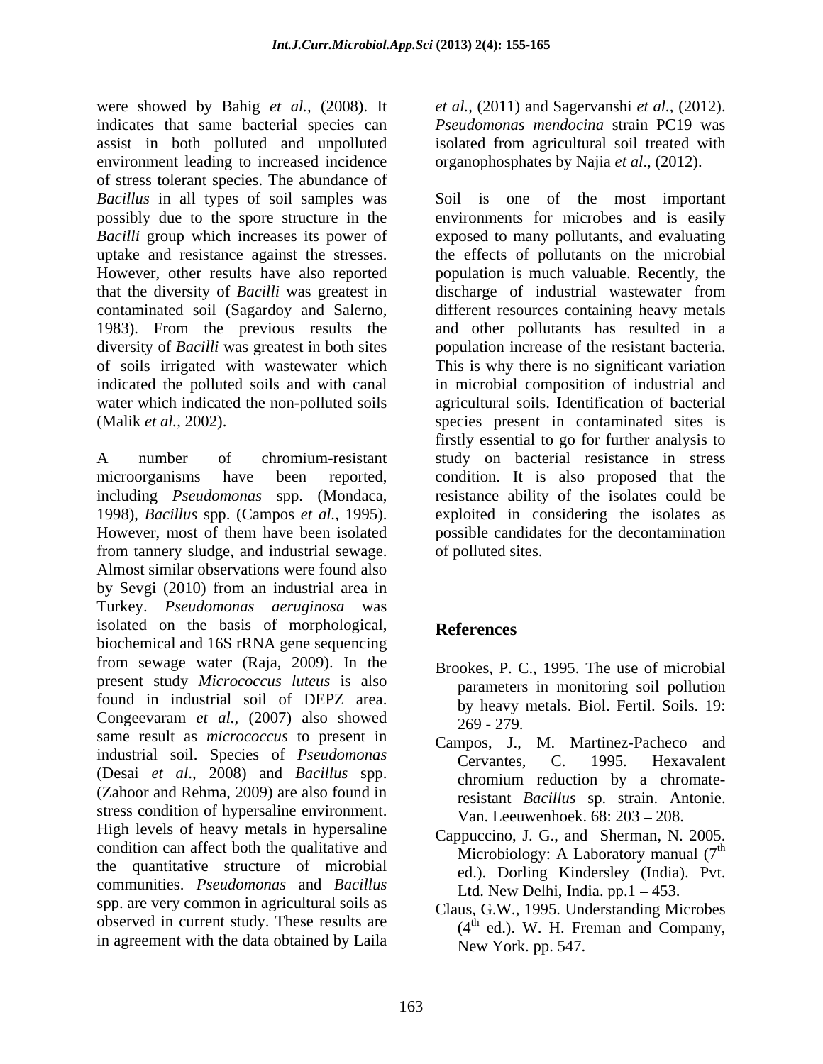were showed by Bahig *et al.,* (2008). It indicates that same bacterial species can assist in both polluted and unpolluted environment leading to increased incidence of stress tolerant species. The abundance of *Bacillus* in all types of soil samples was possibly due to the spore structure in the *Bacilli* group which increases its power of uptake and resistance against the stresses. However, other results have also reported that the diversity of *Bacilli* was greatest in contaminated soil (Sagardoy and Salerno, 1983). From the previous results the diversity of *Bacilli* was greatest in both sites of soils irrigated with wastewater which indicated the polluted soils and with canal water which indicated the non-polluted soils (Malik *et al.,* 2002).

A number of chromium-resistant microorganisms have been reported, including *Pseudomonas* spp. (Mondaca, 1998), *Bacillus* spp. (Campos *et al.,* 1995). However, most of them have been isolated from tannery sludge, and industrial sewage. Almost similar observations were found also by Sevgi (2010) from an industrial area in Turkey. *Pseudomonas aeruginosa* was isolated on the basis of morphological, biochemical and 16S rRNA gene sequencing from sewage water (Raja, 2009). In the present study *Micrococcus luteus* is also found in industrial soil of DEPZ area. Congeevaram *et al.,* (2007) also showed same result as *micrococcus* to present in industrial soil. Species of *Pseudomonas* (Desai *et al*., 2008) and *Bacillus* spp. (Zahoor and Rehma, 2009) are also found in stress condition of hypersaline environment. High levels of heavy metals in hypersaline condition can affect both the qualitative and the quantitative structure of microbial communities. *Pseudomonas* and *Bacillus* spp. are very common in agricultural soils as observed in current study. These results are in agreement with the data obtained by Laila *et al.,* (2011) and Sagervanshi *et al.,* (2012). *Pseudomonas mendocina* strain PC19 was isolated from agricultural soil treated with organophosphates by Najia *et al*., (2012).

Soil is one of the most important environments for microbes and is easily exposed to many pollutants, and evaluating the effects of pollutants on the microbial population is much valuable. Recently, the discharge of industrial wastewater from different resources containing heavy metals and other pollutants has resulted in a population increase of the resistant bacteria. This is why there is no significant variation in microbial composition of industrial and agricultural soils. Identification of bacterial species present in contaminated sites is firstly essential to go for further analysis to study on bacterial resistance in stress condition. It is also proposed that the resistance ability of the isolates could be exploited in considering the isolates as possible candidates for the decontamination of polluted sites.

## References

Brookes, P. C., 1995. The use of microbial parameters in monitoring soil pollution by heavy metals. Biol. Fertil. Soils. 19: 269 - 279.

Campos, J., M. Martinez-Pacheco and Cervantes, C. 1995. Hexavalent chromium reduction by a chromate-resistant *Bacillus* sp. strain. Antonie. Van. Leeuwenhoek. 68: 203 – 208.

Cappuccino, J. G., and Sherman, N. 2005. Microbiology: A Laboratory manual (7th ed.). Dorling Kindersley (India). Pvt. Ltd. New Delhi, India. pp.1 – 453.

Claus, G.W., 1995. Understanding Microbes (4th ed.). W. H. Freman and Company, New York. pp. 547.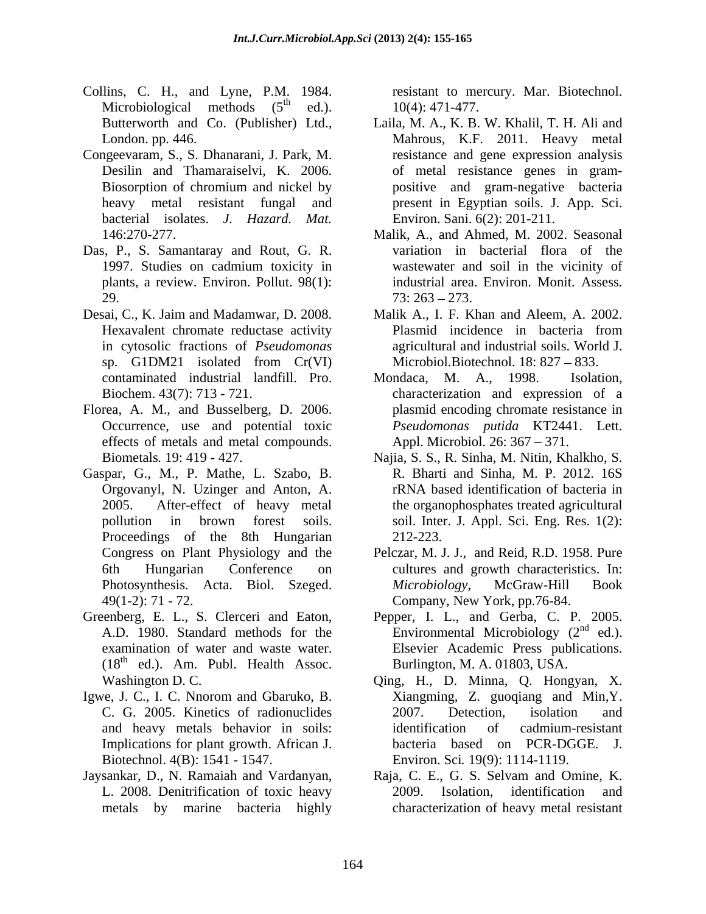Collins, C. H., and Lyne, P.M. 1984. Microbiological methods (5th ed.). Butterworth and Co. (Publisher) Ltd., London. pp. 446.

Congeevaram, S., S. Dhanarani, J. Park, M. Desilin and Thamaraiselvi, K. 2006. Biosorption of chromium and nickel by heavy metal resistant fungal and bacterial isolates. *J. Hazard. Mat.* 146:270-277.

Das, P., S. Samantaray and Rout, G. R. 1997. Studies on cadmium toxicity in plants, a review. Environ. Pollut. 98(1): 29.

Desai, C., K. Jaim and Madamwar, D. 2008. Hexavalent chromate reductase activity in cytosolic fractions of *Pseudomonas* sp. G1DM21 isolated from Cr(VI) contaminated industrial landfill. Pro. Biochem. 43(7): 713 - 721.

Florea, A. M., and Busselberg, D. 2006. Occurrence, use and potential toxic effects of metals and metal compounds. Biometals*.* 19: 419 - 427.

Gaspar, G., M., P. Mathe, L. Szabo, B. Orgovanyl, N. Uzinger and Anton, A. 2005. After-effect of heavy metal pollution in brown forest soils. Proceedings of the 8th Hungarian Congress on Plant Physiology and the 6th Hungarian Conference on Photosynthesis. Acta. Biol. Szeged. 49(1-2): 71 - 72.

Greenberg, E. L., S. Clerceri and Eaton, A.D. 1980. Standard methods for the examination of water and waste water. (18th ed.). Am. Publ. Health Assoc. Washington D. C.

Igwe, J. C., I. C. Nnorom and Gbaruko, B. C. G. 2005. Kinetics of radionuclides and heavy metals behavior in soils: Implications for plant growth. African J. Biotechnol. 4(B): 1541 - 1547.

Jaysankar, D., N. Ramaiah and Vardanyan, L. 2008. Denitrification of toxic heavy metals by marine bacteria highly resistant to mercury. Mar. Biotechnol. 10(4): 471-477.

Laila, M. A., K. B. W. Khalil, T. H. Ali and Mahrous, K.F. 2011. Heavy metal resistance and gene expression analysis of metal resistance genes in gram-positive and gram-negative bacteria present in Egyptian soils. J. App. Sci. Environ. Sani. 6(2): 201-211.

Malik, A., and Ahmed, M. 2002. Seasonal variation in bacterial flora of the wastewater and soil in the vicinity of industrial area. Environ. Monit. Assess. 73: 263 – 273.

Malik A., I. F. Khan and Aleem, A. 2002. Plasmid incidence in bacteria from agricultural and industrial soils. World J. Microbiol.Biotechnol. 18: 827 – 833.

Mondaca, M. A., 1998. Isolation, characterization and expression of a plasmid encoding chromate resistance in *Pseudomonas putida* KT2441. Lett. Appl. Microbiol. 26: 367 – 371.

Najia, S. S., R. Sinha, M. Nitin, Khalkho, S. R. Bharti and Sinha, M. P. 2012. 16S rRNA based identification of bacteria in the organophosphates treated agricultural soil. Inter. J. Appl. Sci. Eng. Res. 1(2): 212-223.

Pelczar, M. J. J., and Reid, R.D. 1958. Pure cultures and growth characteristics. In: *Microbiology*, McGraw-Hill Book Company, New York, pp.76-84.

Pepper, I. L., and Gerba, C. P. 2005. Environmental Microbiology (2nd ed.). Elsevier Academic Press publications. Burlington, M. A. 01803, USA.

Qing, H., D. Minna, Q. Hongyan, X. Xiangming, Z. guoqiang and Min,Y. 2007. Detection, isolation and identification of cadmium-resistant bacteria based on PCR-DGGE. J. Environ. Sci*.* 19(9): 1114-1119.

Raja, C. E., G. S. Selvam and Omine, K. 2009. Isolation, identification and characterization of heavy metal resistant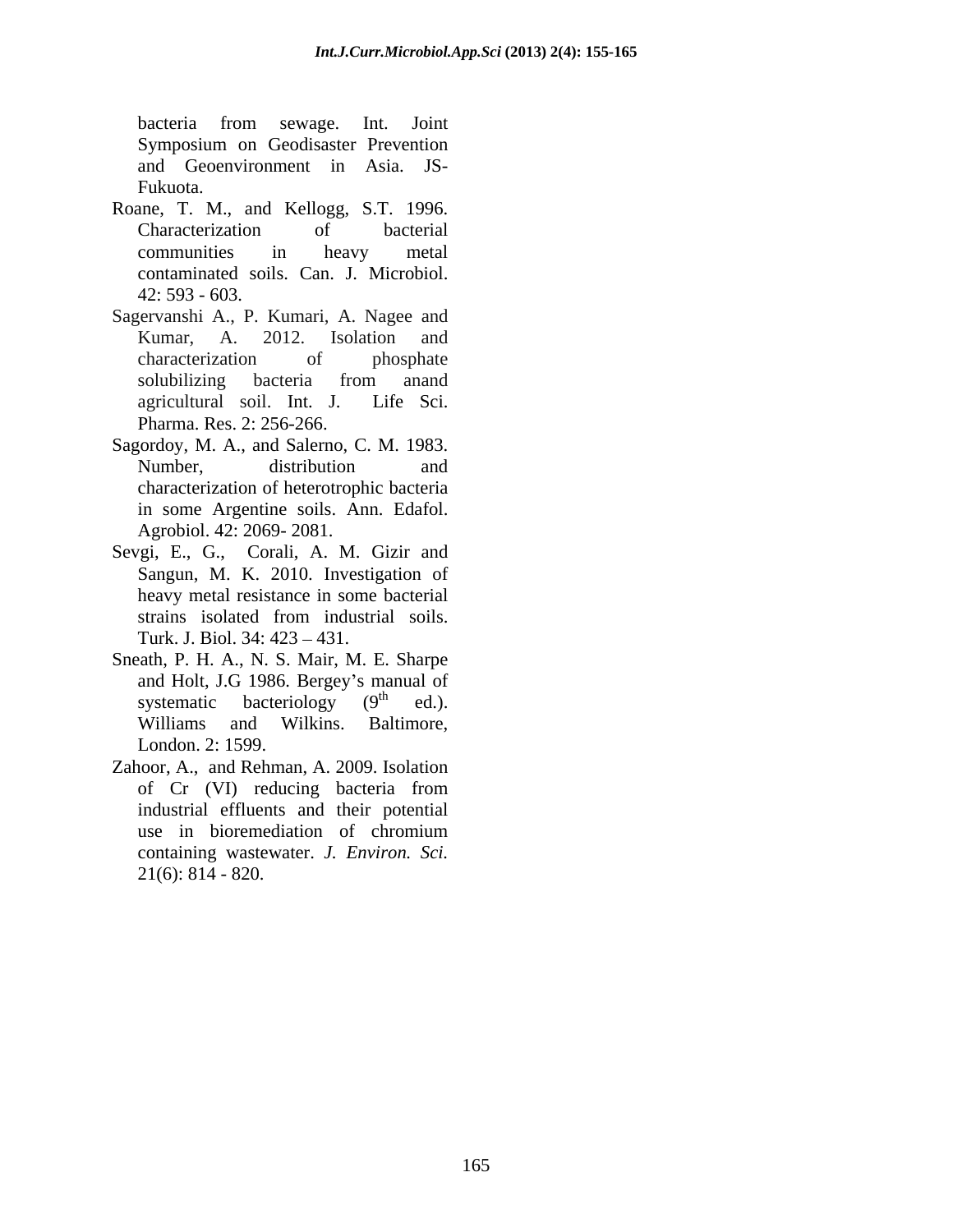bacteria from sewage. Int. Joint Symposium on Geodisaster Prevention and Geoenvironment in Asia. JS-Fukuota.

Roane, T. M., and Kellogg, S.T. 1996. Characterization of bacterial communities in heavy metal contaminated soils. Can. J. Microbiol. 42: 593 - 603.

Sagervanshi A., P. Kumari, A. Nagee and Kumar, A. 2012. Isolation and characterization of phosphate solubilizing bacteria from anand agricultural soil. Int. J. Life Sci. Pharma. Res. 2: 256-266.

Sagordoy, M. A., and Salerno, C. M. 1983. Number, distribution and characterization of heterotrophic bacteria in some Argentine soils. Ann. Edafol. Agrobiol. 42: 2069- 2081.

Sevgi, E., G., Corali, A. M. Gizir and Sangun, M. K. 2010. Investigation of heavy metal resistance in some bacterial strains isolated from industrial soils. Turk. J. Biol. 34: 423 – 431.

Sneath, P. H. A., N. S. Mair, M. E. Sharpe and Holt, J.G 1986. Bergey's manual of systematic bacteriology (9th ed.). Williams and Wilkins. Baltimore, London. 2: 1599.

Zahoor, A., and Rehman, A. 2009. Isolation of Cr (VI) reducing bacteria from industrial effluents and their potential use in bioremediation of chromium containing wastewater. *J. Environ. Sci.* 21(6): 814 - 820.